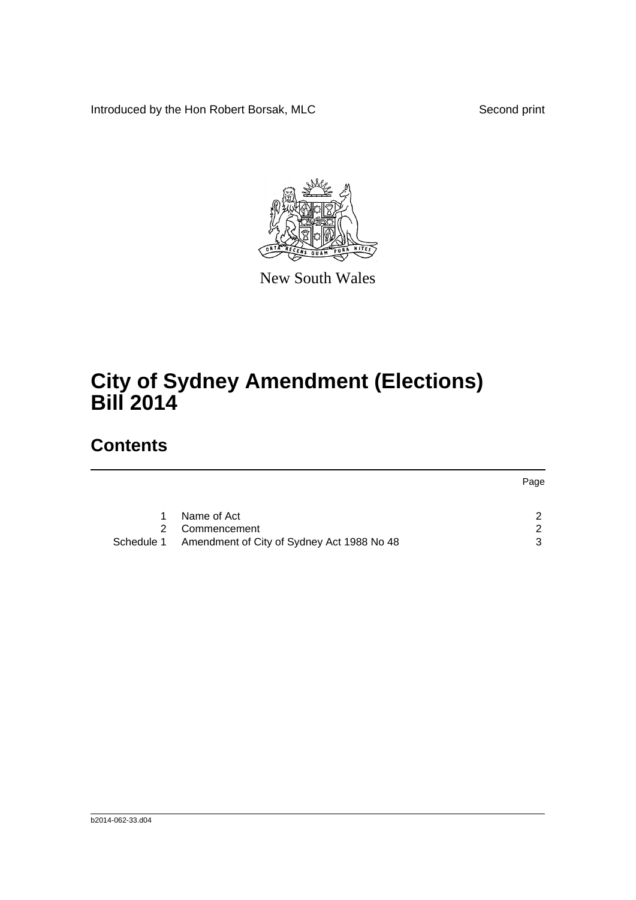Introduced by the Hon Robert Borsak, MLC

Second print

New South Wales

# City of Sydney Amendment (Elections) Bill 2014

## Contents

| | | Page |
|---|---|---|
| 1 | Name of Act | 2 |
| 2 | Commencement | 2 |
| Schedule 1 | Amendment of City of Sydney Act 1988 No 48 | 3 |

b2014-062-33.d04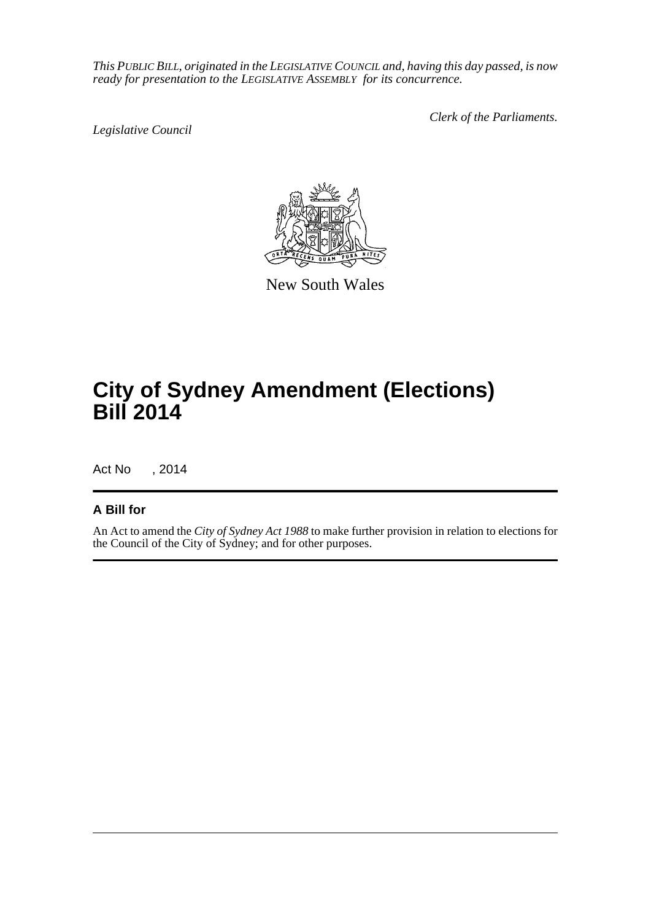*This PUBLIC BILL, originated in the LEGISLATIVE COUNCIL and, having this day passed, is now ready for presentation to the LEGISLATIVE ASSEMBLY for its concurrence.*

*Legislative Council*

*Clerk of the Parliaments.*

New South Wales

# City of Sydney Amendment (Elections) Bill 2014

Act No , 2014

## A Bill for

An Act to amend the *City of Sydney Act 1988* to make further provision in relation to elections for the Council of the City of Sydney; and for other purposes.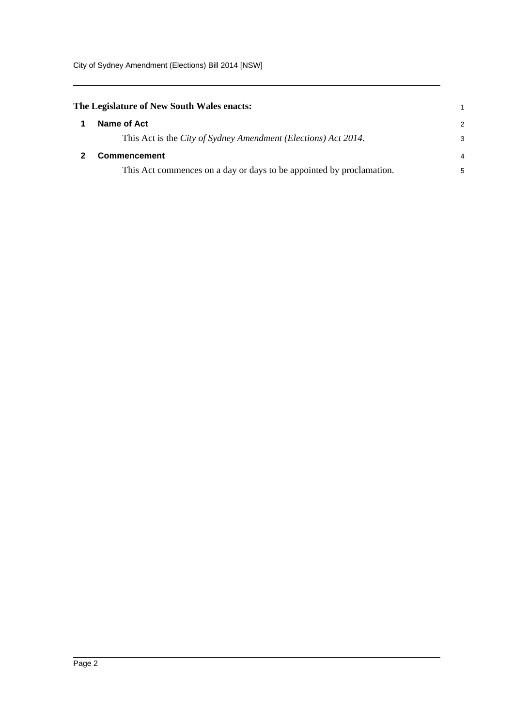**The Legislature of New South Wales enacts:**

## 1 Name of Act

This Act is the *City of Sydney Amendment (Elections) Act 2014*.

## 2 Commencement

This Act commences on a day or days to be appointed by proclamation.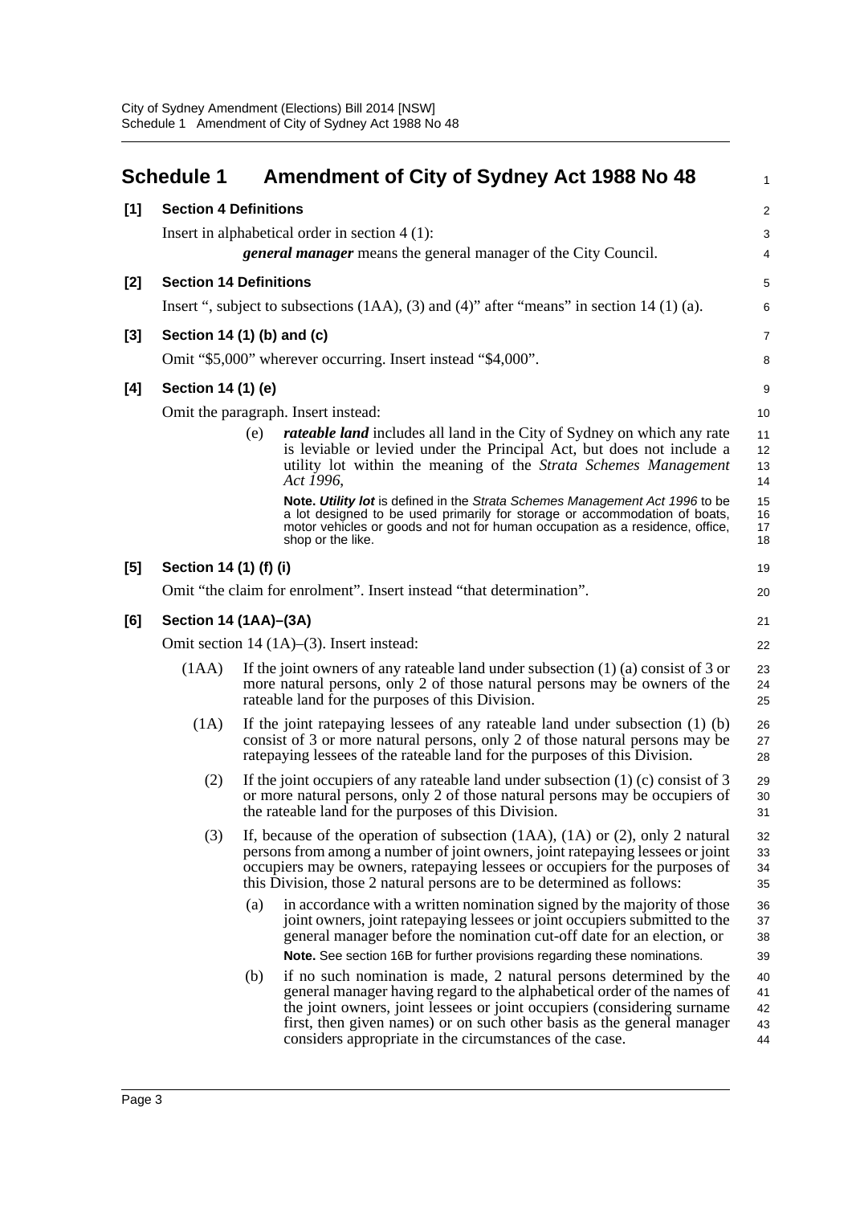## Schedule 1 Amendment of City of Sydney Act 1988 No 48

**[1] Section 4 Definitions**

Insert in alphabetical order in section 4 (1):

***general manager*** means the general manager of the City Council.

**[2] Section 14 Definitions**

Insert ", subject to subsections (1AA), (3) and (4)" after "means" in section 14 (1) (a).

**[3] Section 14 (1) (b) and (c)**

Omit "$5,000" wherever occurring. Insert instead "$4,000".

**[4] Section 14 (1) (e)**

Omit the paragraph. Insert instead:

(e) ***rateable land*** includes all land in the City of Sydney on which any rate is leviable or levied under the Principal Act, but does not include a utility lot within the meaning of the *Strata Schemes Management Act 1996*,

**Note.** ***Utility lot*** is defined in the *Strata Schemes Management Act 1996* to be a lot designed to be used primarily for storage or accommodation of boats, motor vehicles or goods and not for human occupation as a residence, office, shop or the like.

**[5] Section 14 (1) (f) (i)**

Omit "the claim for enrolment". Insert instead "that determination".

**[6] Section 14 (1AA)–(3A)**

Omit section 14 (1A)–(3). Insert instead:

(1AA) If the joint owners of any rateable land under subsection (1) (a) consist of 3 or more natural persons, only 2 of those natural persons may be owners of the rateable land for the purposes of this Division.

(1A) If the joint ratepaying lessees of any rateable land under subsection (1) (b) consist of 3 or more natural persons, only 2 of those natural persons may be ratepaying lessees of the rateable land for the purposes of this Division.

(2) If the joint occupiers of any rateable land under subsection (1) (c) consist of 3 or more natural persons, only 2 of those natural persons may be occupiers of the rateable land for the purposes of this Division.

(3) If, because of the operation of subsection (1AA), (1A) or (2), only 2 natural persons from among a number of joint owners, joint ratepaying lessees or joint occupiers may be owners, ratepaying lessees or occupiers for the purposes of this Division, those 2 natural persons are to be determined as follows:

(a) in accordance with a written nomination signed by the majority of those joint owners, joint ratepaying lessees or joint occupiers submitted to the general manager before the nomination cut-off date for an election, or

**Note.** See section 16B for further provisions regarding these nominations.

(b) if no such nomination is made, 2 natural persons determined by the general manager having regard to the alphabetical order of the names of the joint owners, joint lessees or joint occupiers (considering surname first, then given names) or on such other basis as the general manager considers appropriate in the circumstances of the case.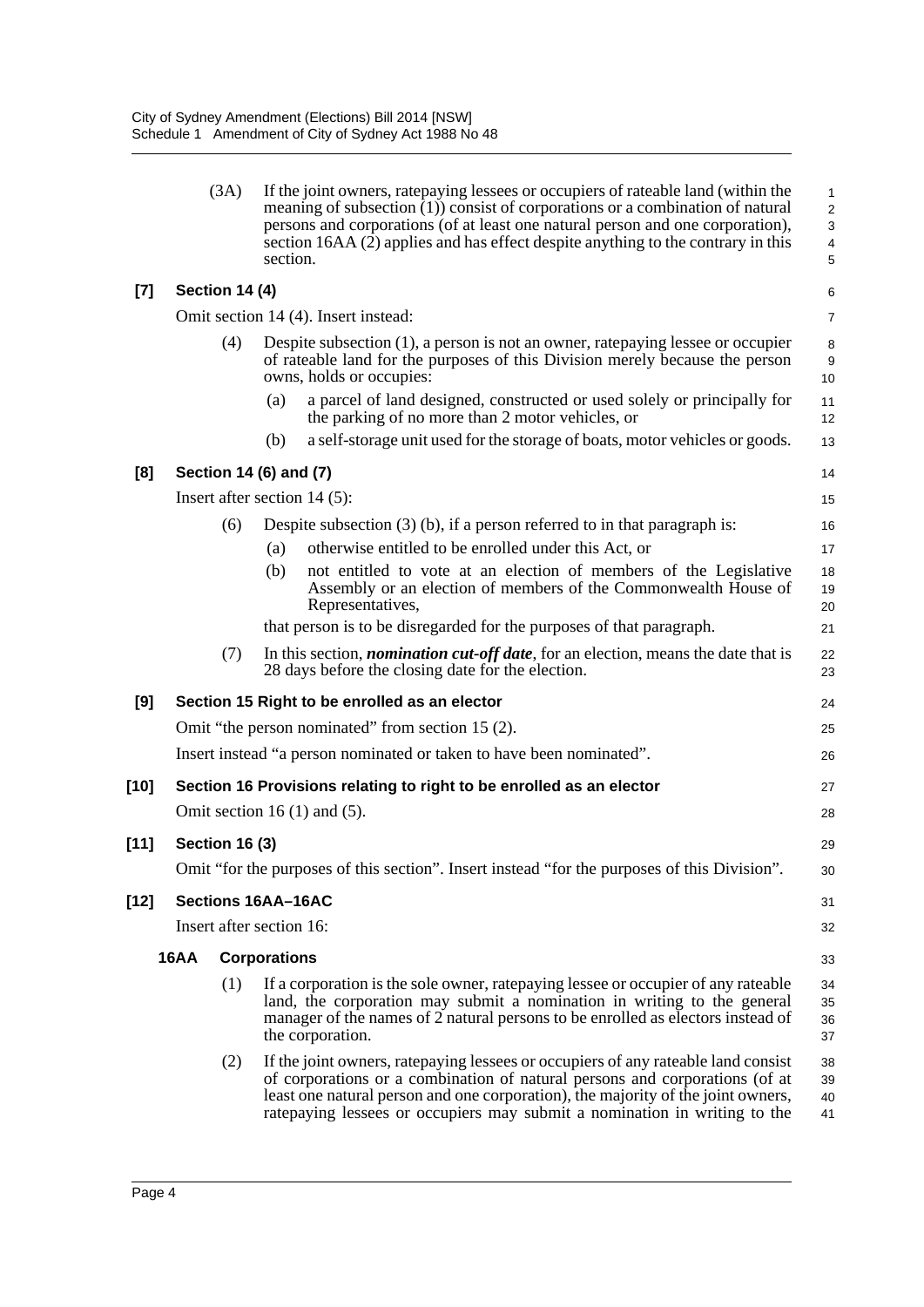(3A) If the joint owners, ratepaying lessees or occupiers of rateable land (within the meaning of subsection (1)) consist of corporations or a combination of natural persons and corporations (of at least one natural person and one corporation), section 16AA (2) applies and has effect despite anything to the contrary in this section.

**[7] Section 14 (4)**

Omit section 14 (4). Insert instead:

(4) Despite subsection (1), a person is not an owner, ratepaying lessee or occupier of rateable land for the purposes of this Division merely because the person owns, holds or occupies:

(a) a parcel of land designed, constructed or used solely or principally for the parking of no more than 2 motor vehicles, or

(b) a self-storage unit used for the storage of boats, motor vehicles or goods.

**[8] Section 14 (6) and (7)**

Insert after section 14 (5):

(6) Despite subsection (3) (b), if a person referred to in that paragraph is:

(a) otherwise entitled to be enrolled under this Act, or

(b) not entitled to vote at an election of members of the Legislative Assembly or an election of members of the Commonwealth House of Representatives,

that person is to be disregarded for the purposes of that paragraph.

(7) In this section, ***nomination cut-off date***, for an election, means the date that is 28 days before the closing date for the election.

**[9] Section 15 Right to be enrolled as an elector**

Omit "the person nominated" from section 15 (2).

Insert instead "a person nominated or taken to have been nominated".

**[10] Section 16 Provisions relating to right to be enrolled as an elector**

Omit section 16 (1) and (5).

**[11] Section 16 (3)**

Omit "for the purposes of this section". Insert instead "for the purposes of this Division".

**[12] Sections 16AA–16AC**

Insert after section 16:

**16AA Corporations**

(1) If a corporation is the sole owner, ratepaying lessee or occupier of any rateable land, the corporation may submit a nomination in writing to the general manager of the names of 2 natural persons to be enrolled as electors instead of the corporation.

(2) If the joint owners, ratepaying lessees or occupiers of any rateable land consist of corporations or a combination of natural persons and corporations (of at least one natural person and one corporation), the majority of the joint owners, ratepaying lessees or occupiers may submit a nomination in writing to the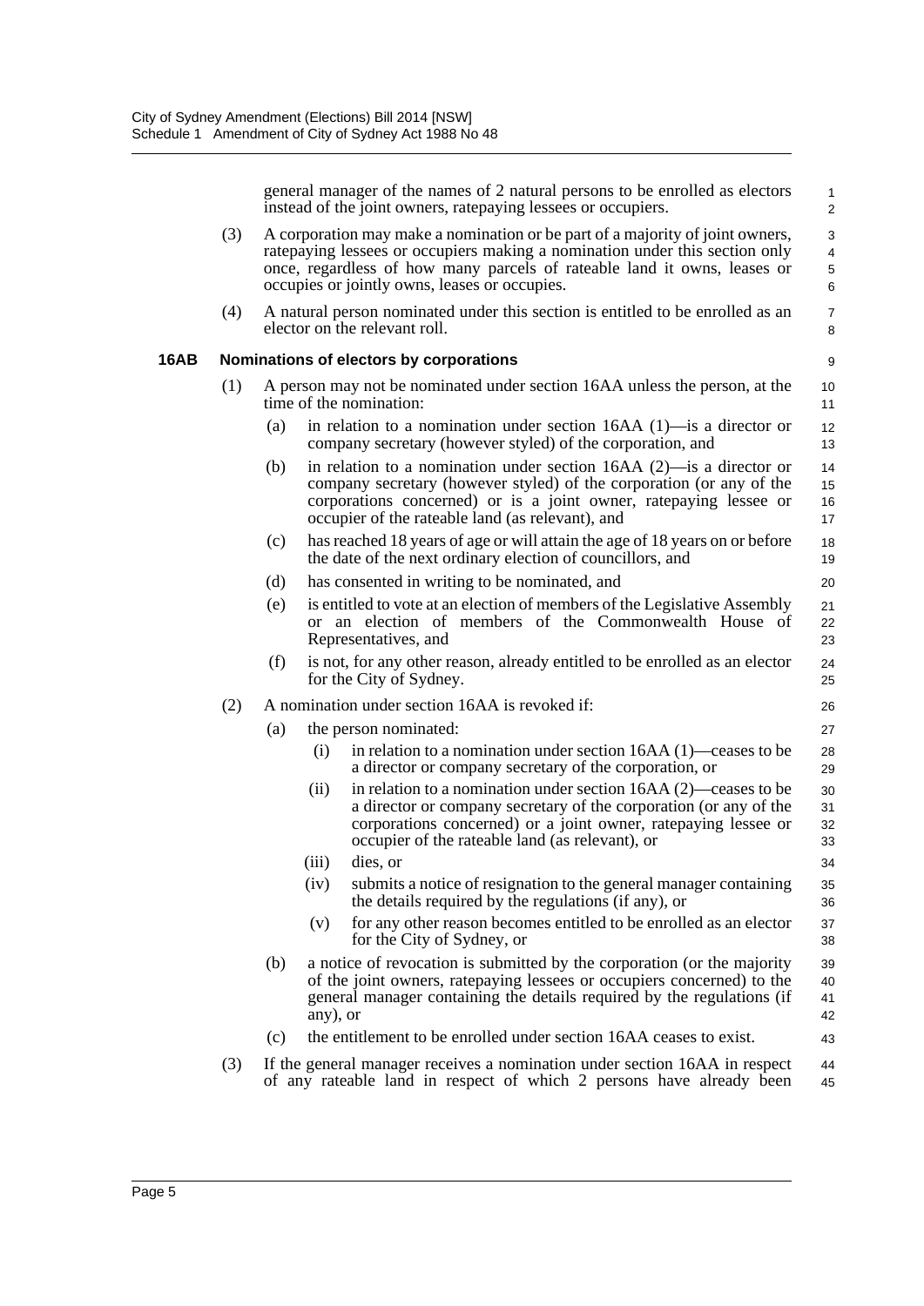general manager of the names of 2 natural persons to be enrolled as electors instead of the joint owners, ratepaying lessees or occupiers.

(3) A corporation may make a nomination or be part of a majority of joint owners, ratepaying lessees or occupiers making a nomination under this section only once, regardless of how many parcels of rateable land it owns, leases or occupies or jointly owns, leases or occupies.

(4) A natural person nominated under this section is entitled to be enrolled as an elector on the relevant roll.

### 16AB Nominations of electors by corporations

(1) A person may not be nominated under section 16AA unless the person, at the time of the nomination:

(a) in relation to a nomination under section 16AA (1)—is a director or company secretary (however styled) of the corporation, and

(b) in relation to a nomination under section 16AA (2)—is a director or company secretary (however styled) of the corporation (or any of the corporations concerned) or is a joint owner, ratepaying lessee or occupier of the rateable land (as relevant), and

(c) has reached 18 years of age or will attain the age of 18 years on or before the date of the next ordinary election of councillors, and

(d) has consented in writing to be nominated, and

(e) is entitled to vote at an election of members of the Legislative Assembly or an election of members of the Commonwealth House of Representatives, and

(f) is not, for any other reason, already entitled to be enrolled as an elector for the City of Sydney.

(2) A nomination under section 16AA is revoked if:

(a) the person nominated:

(i) in relation to a nomination under section 16AA (1)—ceases to be a director or company secretary of the corporation, or

(ii) in relation to a nomination under section 16AA (2)—ceases to be a director or company secretary of the corporation (or any of the corporations concerned) or a joint owner, ratepaying lessee or occupier of the rateable land (as relevant), or

(iii) dies, or

(iv) submits a notice of resignation to the general manager containing the details required by the regulations (if any), or

(v) for any other reason becomes entitled to be enrolled as an elector for the City of Sydney, or

(b) a notice of revocation is submitted by the corporation (or the majority of the joint owners, ratepaying lessees or occupiers concerned) to the general manager containing the details required by the regulations (if any), or

(c) the entitlement to be enrolled under section 16AA ceases to exist.

(3) If the general manager receives a nomination under section 16AA in respect of any rateable land in respect of which 2 persons have already been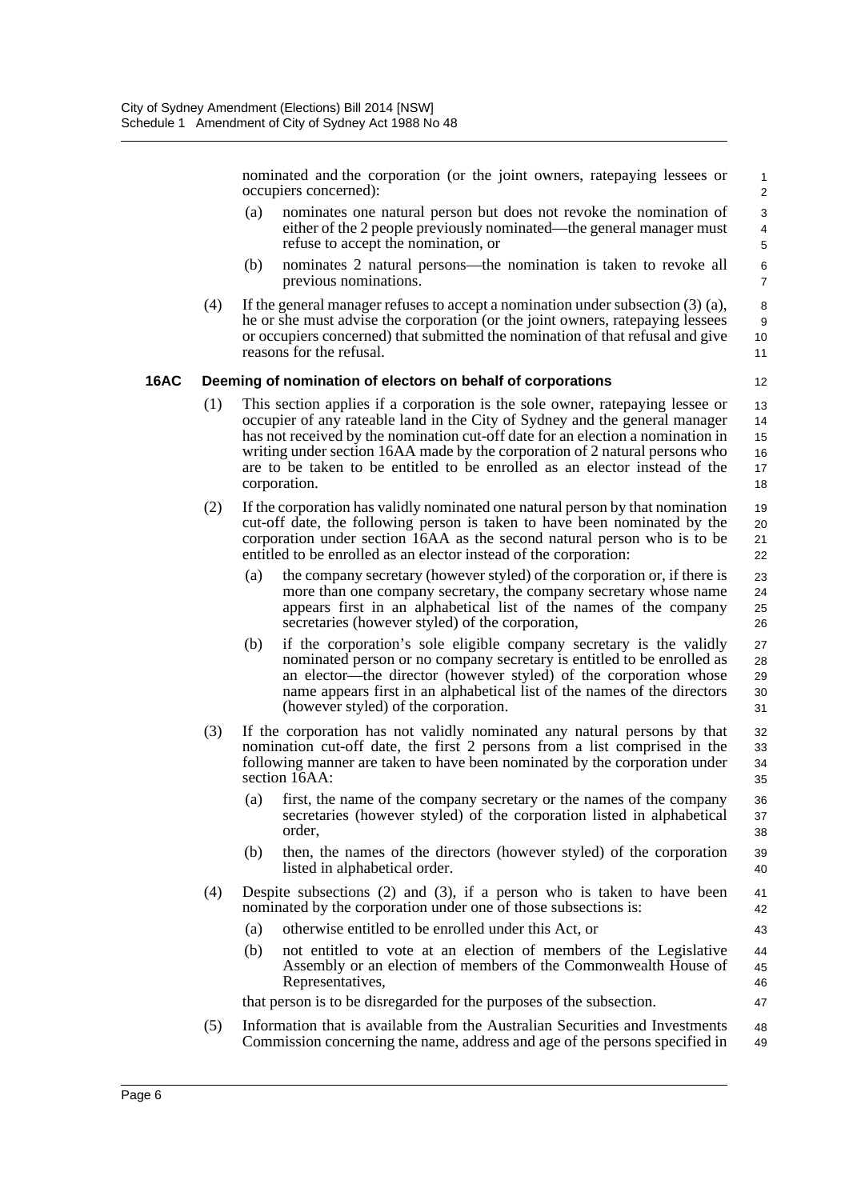nominated and the corporation (or the joint owners, ratepaying lessees or occupiers concerned):

(a) nominates one natural person but does not revoke the nomination of either of the 2 people previously nominated—the general manager must refuse to accept the nomination, or

(b) nominates 2 natural persons—the nomination is taken to revoke all previous nominations.

(4) If the general manager refuses to accept a nomination under subsection (3) (a), he or she must advise the corporation (or the joint owners, ratepaying lessees or occupiers concerned) that submitted the nomination of that refusal and give reasons for the refusal.

### 16AC Deeming of nomination of electors on behalf of corporations

(1) This section applies if a corporation is the sole owner, ratepaying lessee or occupier of any rateable land in the City of Sydney and the general manager has not received by the nomination cut-off date for an election a nomination in writing under section 16AA made by the corporation of 2 natural persons who are to be taken to be entitled to be enrolled as an elector instead of the corporation.

(2) If the corporation has validly nominated one natural person by that nomination cut-off date, the following person is taken to have been nominated by the corporation under section 16AA as the second natural person who is to be entitled to be enrolled as an elector instead of the corporation:

(a) the company secretary (however styled) of the corporation or, if there is more than one company secretary, the company secretary whose name appears first in an alphabetical list of the names of the company secretaries (however styled) of the corporation,

(b) if the corporation's sole eligible company secretary is the validly nominated person or no company secretary is entitled to be enrolled as an elector—the director (however styled) of the corporation whose name appears first in an alphabetical list of the names of the directors (however styled) of the corporation.

(3) If the corporation has not validly nominated any natural persons by that nomination cut-off date, the first 2 persons from a list comprised in the following manner are taken to have been nominated by the corporation under section 16AA:

(a) first, the name of the company secretary or the names of the company secretaries (however styled) of the corporation listed in alphabetical order,

(b) then, the names of the directors (however styled) of the corporation listed in alphabetical order.

(4) Despite subsections (2) and (3), if a person who is taken to have been nominated by the corporation under one of those subsections is:

(a) otherwise entitled to be enrolled under this Act, or

(b) not entitled to vote at an election of members of the Legislative Assembly or an election of members of the Commonwealth House of Representatives,

that person is to be disregarded for the purposes of the subsection.

(5) Information that is available from the Australian Securities and Investments Commission concerning the name, address and age of the persons specified in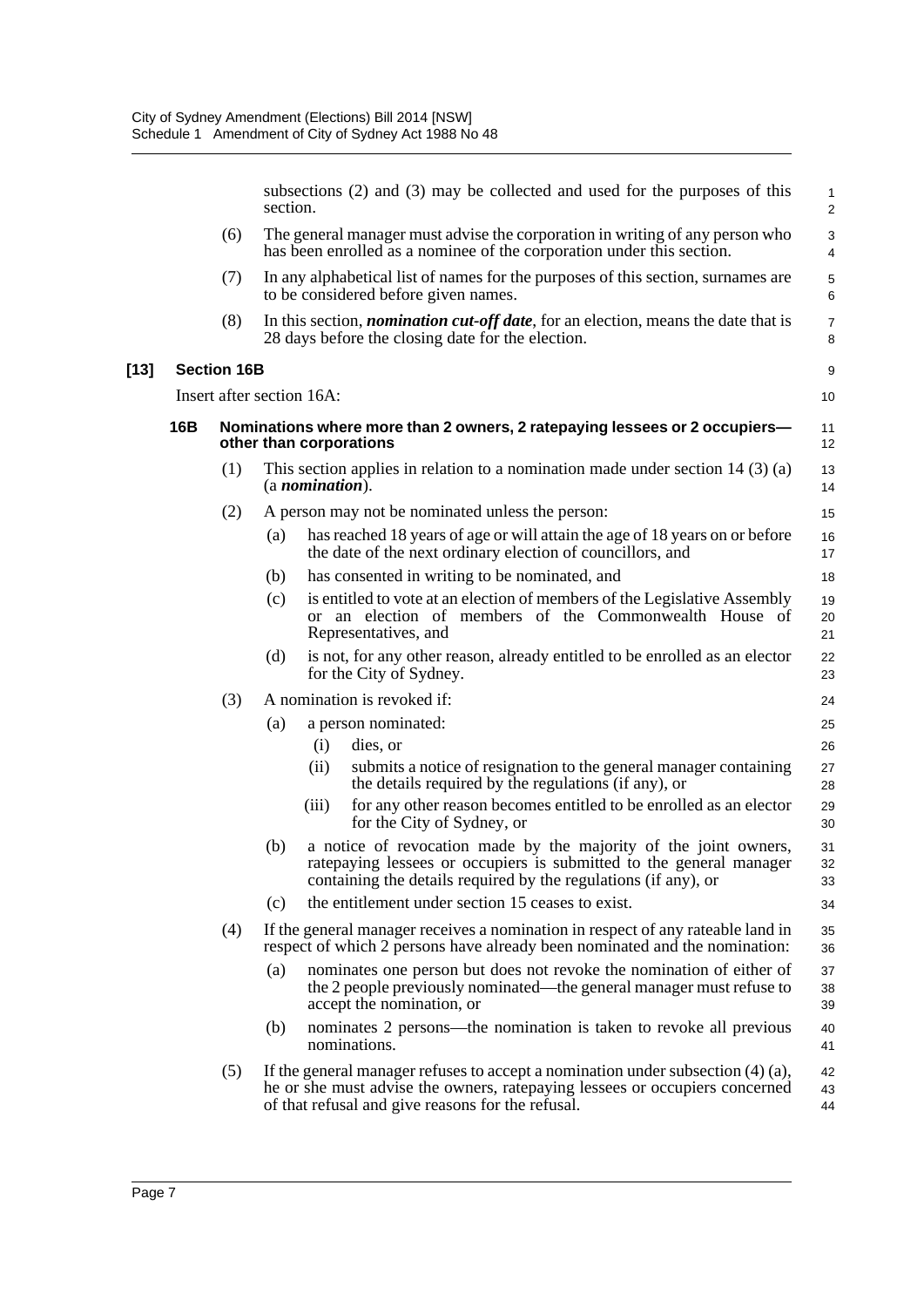subsections (2) and (3) may be collected and used for the purposes of this section.

(6) The general manager must advise the corporation in writing of any person who has been enrolled as a nominee of the corporation under this section.

(7) In any alphabetical list of names for the purposes of this section, surnames are to be considered before given names.

(8) In this section, ***nomination cut-off date***, for an election, means the date that is 28 days before the closing date for the election.

**[13] Section 16B**

Insert after section 16A:

**16B Nominations where more than 2 owners, 2 ratepaying lessees or 2 occupiers—other than corporations**

(1) This section applies in relation to a nomination made under section 14 (3) (a) (a ***nomination***).

(2) A person may not be nominated unless the person:

(a) has reached 18 years of age or will attain the age of 18 years on or before the date of the next ordinary election of councillors, and

(b) has consented in writing to be nominated, and

(c) is entitled to vote at an election of members of the Legislative Assembly or an election of members of the Commonwealth House of Representatives, and

(d) is not, for any other reason, already entitled to be enrolled as an elector for the City of Sydney.

(3) A nomination is revoked if:

(a) a person nominated:

(i) dies, or

(ii) submits a notice of resignation to the general manager containing the details required by the regulations (if any), or

(iii) for any other reason becomes entitled to be enrolled as an elector for the City of Sydney, or

(b) a notice of revocation made by the majority of the joint owners, ratepaying lessees or occupiers is submitted to the general manager containing the details required by the regulations (if any), or

(c) the entitlement under section 15 ceases to exist.

(4) If the general manager receives a nomination in respect of any rateable land in respect of which 2 persons have already been nominated and the nomination:

(a) nominates one person but does not revoke the nomination of either of the 2 people previously nominated—the general manager must refuse to accept the nomination, or

(b) nominates 2 persons—the nomination is taken to revoke all previous nominations.

(5) If the general manager refuses to accept a nomination under subsection (4) (a), he or she must advise the owners, ratepaying lessees or occupiers concerned of that refusal and give reasons for the refusal.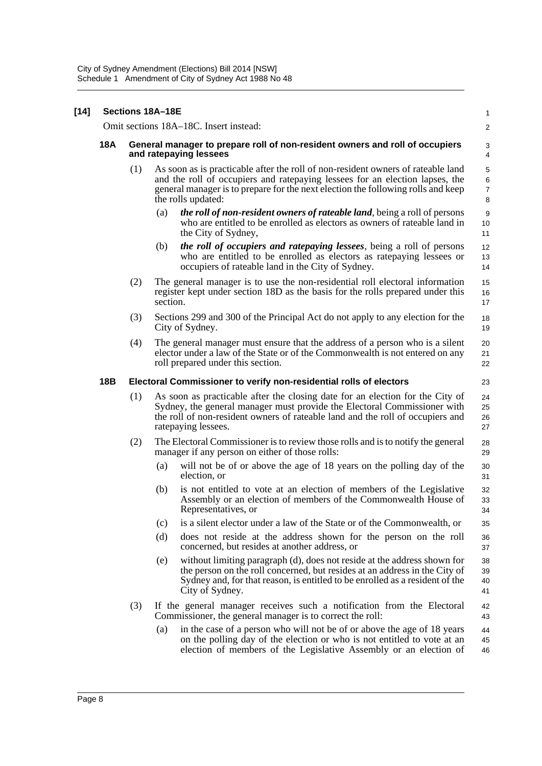**[14] Sections 18A–18E**

Omit sections 18A–18C. Insert instead:

**18A General manager to prepare roll of non-resident owners and roll of occupiers and ratepaying lessees**

(1) As soon as is practicable after the roll of non-resident owners of rateable land and the roll of occupiers and ratepaying lessees for an election lapses, the general manager is to prepare for the next election the following rolls and keep the rolls updated:

(a) ***the roll of non-resident owners of rateable land***, being a roll of persons who are entitled to be enrolled as electors as owners of rateable land in the City of Sydney,

(b) ***the roll of occupiers and ratepaying lessees***, being a roll of persons who are entitled to be enrolled as electors as ratepaying lessees or occupiers of rateable land in the City of Sydney.

(2) The general manager is to use the non-residential roll electoral information register kept under section 18D as the basis for the rolls prepared under this section.

(3) Sections 299 and 300 of the Principal Act do not apply to any election for the City of Sydney.

(4) The general manager must ensure that the address of a person who is a silent elector under a law of the State or of the Commonwealth is not entered on any roll prepared under this section.

**18B Electoral Commissioner to verify non-residential rolls of electors**

(1) As soon as practicable after the closing date for an election for the City of Sydney, the general manager must provide the Electoral Commissioner with the roll of non-resident owners of rateable land and the roll of occupiers and ratepaying lessees.

(2) The Electoral Commissioner is to review those rolls and is to notify the general manager if any person on either of those rolls:

(a) will not be of or above the age of 18 years on the polling day of the election, or

(b) is not entitled to vote at an election of members of the Legislative Assembly or an election of members of the Commonwealth House of Representatives, or

(c) is a silent elector under a law of the State or of the Commonwealth, or

(d) does not reside at the address shown for the person on the roll concerned, but resides at another address, or

(e) without limiting paragraph (d), does not reside at the address shown for the person on the roll concerned, but resides at an address in the City of Sydney and, for that reason, is entitled to be enrolled as a resident of the City of Sydney.

(3) If the general manager receives such a notification from the Electoral Commissioner, the general manager is to correct the roll:

(a) in the case of a person who will not be of or above the age of 18 years on the polling day of the election or who is not entitled to vote at an election of members of the Legislative Assembly or an election of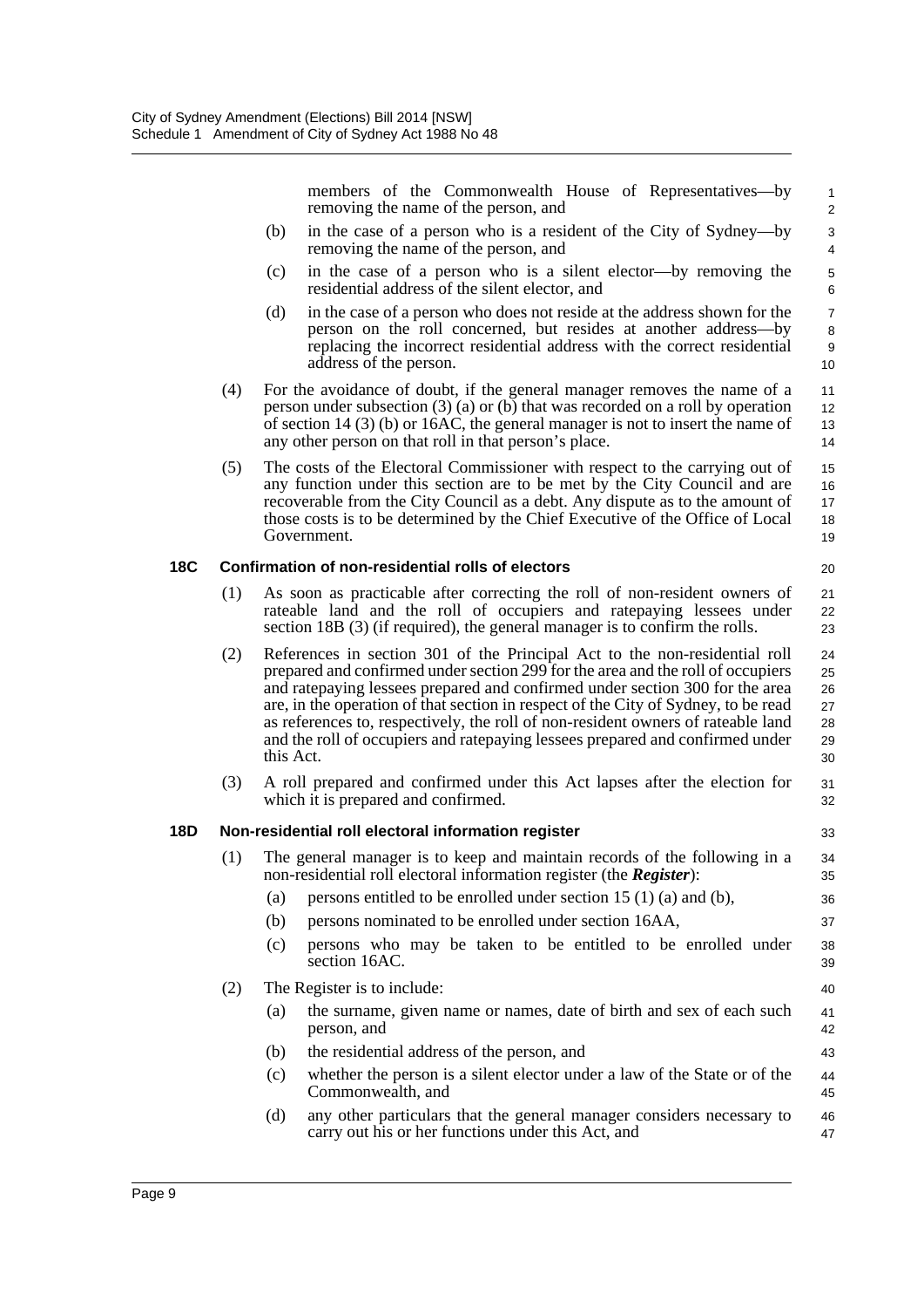members of the Commonwealth House of Representatives—by removing the name of the person, and

(b) in the case of a person who is a resident of the City of Sydney—by removing the name of the person, and

(c) in the case of a person who is a silent elector—by removing the residential address of the silent elector, and

(d) in the case of a person who does not reside at the address shown for the person on the roll concerned, but resides at another address—by replacing the incorrect residential address with the correct residential address of the person.

(4) For the avoidance of doubt, if the general manager removes the name of a person under subsection (3) (a) or (b) that was recorded on a roll by operation of section 14 (3) (b) or 16AC, the general manager is not to insert the name of any other person on that roll in that person's place.

(5) The costs of the Electoral Commissioner with respect to the carrying out of any function under this section are to be met by the City Council and are recoverable from the City Council as a debt. Any dispute as to the amount of those costs is to be determined by the Chief Executive of the Office of Local Government.

**18C Confirmation of non-residential rolls of electors**

(1) As soon as practicable after correcting the roll of non-resident owners of rateable land and the roll of occupiers and ratepaying lessees under section 18B (3) (if required), the general manager is to confirm the rolls.

(2) References in section 301 of the Principal Act to the non-residential roll prepared and confirmed under section 299 for the area and the roll of occupiers and ratepaying lessees prepared and confirmed under section 300 for the area are, in the operation of that section in respect of the City of Sydney, to be read as references to, respectively, the roll of non-resident owners of rateable land and the roll of occupiers and ratepaying lessees prepared and confirmed under this Act.

(3) A roll prepared and confirmed under this Act lapses after the election for which it is prepared and confirmed.

**18D Non-residential roll electoral information register**

(1) The general manager is to keep and maintain records of the following in a non-residential roll electoral information register (the ***Register***):

(a) persons entitled to be enrolled under section 15 (1) (a) and (b),

(b) persons nominated to be enrolled under section 16AA,

(c) persons who may be taken to be entitled to be enrolled under section 16AC.

(2) The Register is to include:

(a) the surname, given name or names, date of birth and sex of each such person, and

(b) the residential address of the person, and

(c) whether the person is a silent elector under a law of the State or of the Commonwealth, and

(d) any other particulars that the general manager considers necessary to carry out his or her functions under this Act, and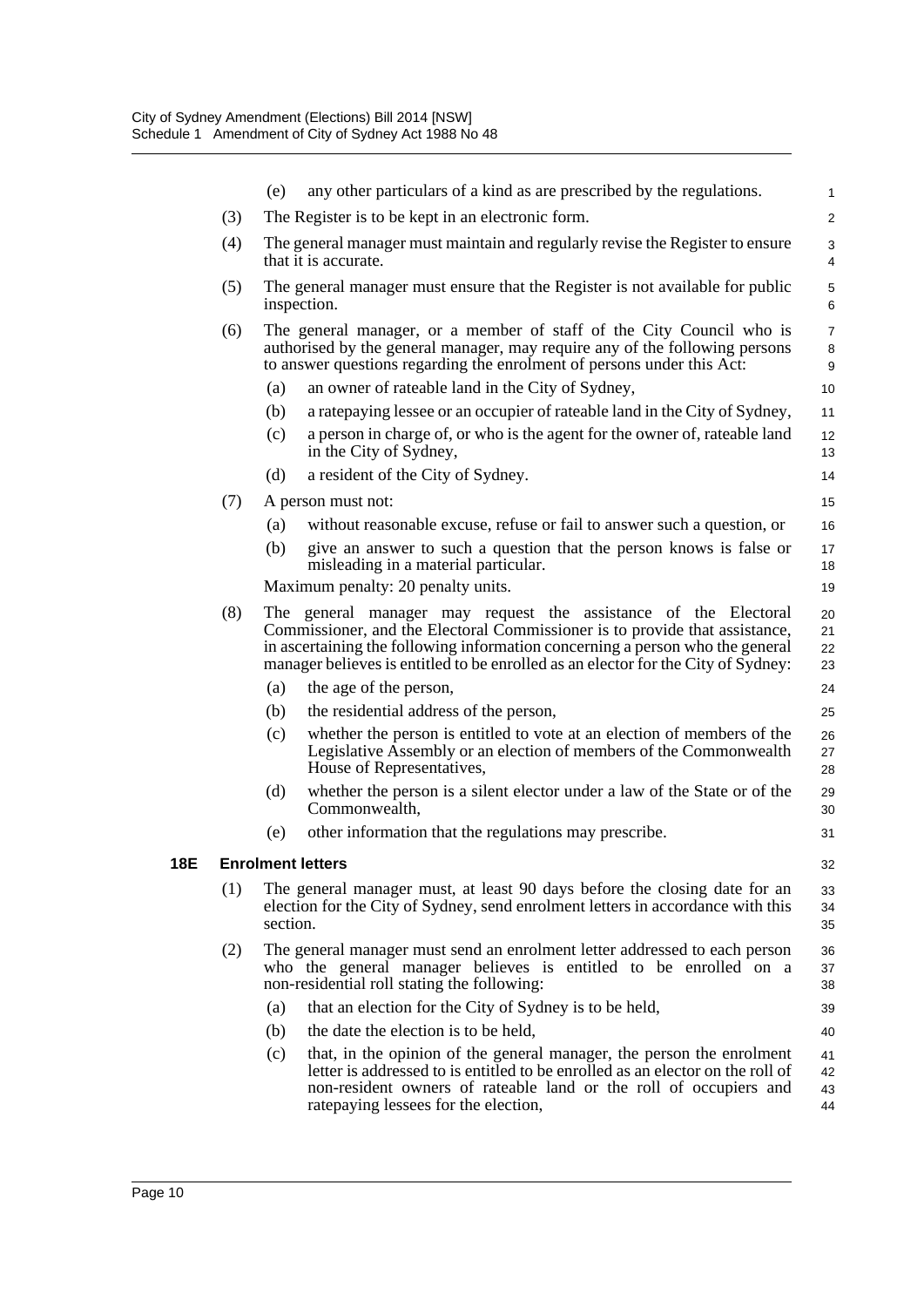(e) any other particulars of a kind as are prescribed by the regulations.

(3) The Register is to be kept in an electronic form.

(4) The general manager must maintain and regularly revise the Register to ensure that it is accurate.

(5) The general manager must ensure that the Register is not available for public inspection.

(6) The general manager, or a member of staff of the City Council who is authorised by the general manager, may require any of the following persons to answer questions regarding the enrolment of persons under this Act:

- (a) an owner of rateable land in the City of Sydney,
- (b) a ratepaying lessee or an occupier of rateable land in the City of Sydney,
- (c) a person in charge of, or who is the agent for the owner of, rateable land in the City of Sydney,
- (d) a resident of the City of Sydney.

(7) A person must not:

- (a) without reasonable excuse, refuse or fail to answer such a question, or
- (b) give an answer to such a question that the person knows is false or misleading in a material particular.

Maximum penalty: 20 penalty units.

(8) The general manager may request the assistance of the Electoral Commissioner, and the Electoral Commissioner is to provide that assistance, in ascertaining the following information concerning a person who the general manager believes is entitled to be enrolled as an elector for the City of Sydney:

- (a) the age of the person,
- (b) the residential address of the person,
- (c) whether the person is entitled to vote at an election of members of the Legislative Assembly or an election of members of the Commonwealth House of Representatives,
- (d) whether the person is a silent elector under a law of the State or of the Commonwealth,
- (e) other information that the regulations may prescribe.

**18E Enrolment letters**

(1) The general manager must, at least 90 days before the closing date for an election for the City of Sydney, send enrolment letters in accordance with this section.

(2) The general manager must send an enrolment letter addressed to each person who the general manager believes is entitled to be enrolled on a non-residential roll stating the following:

- (a) that an election for the City of Sydney is to be held,
- (b) the date the election is to be held,
- (c) that, in the opinion of the general manager, the person the enrolment letter is addressed to is entitled to be enrolled as an elector on the roll of non-resident owners of rateable land or the roll of occupiers and ratepaying lessees for the election,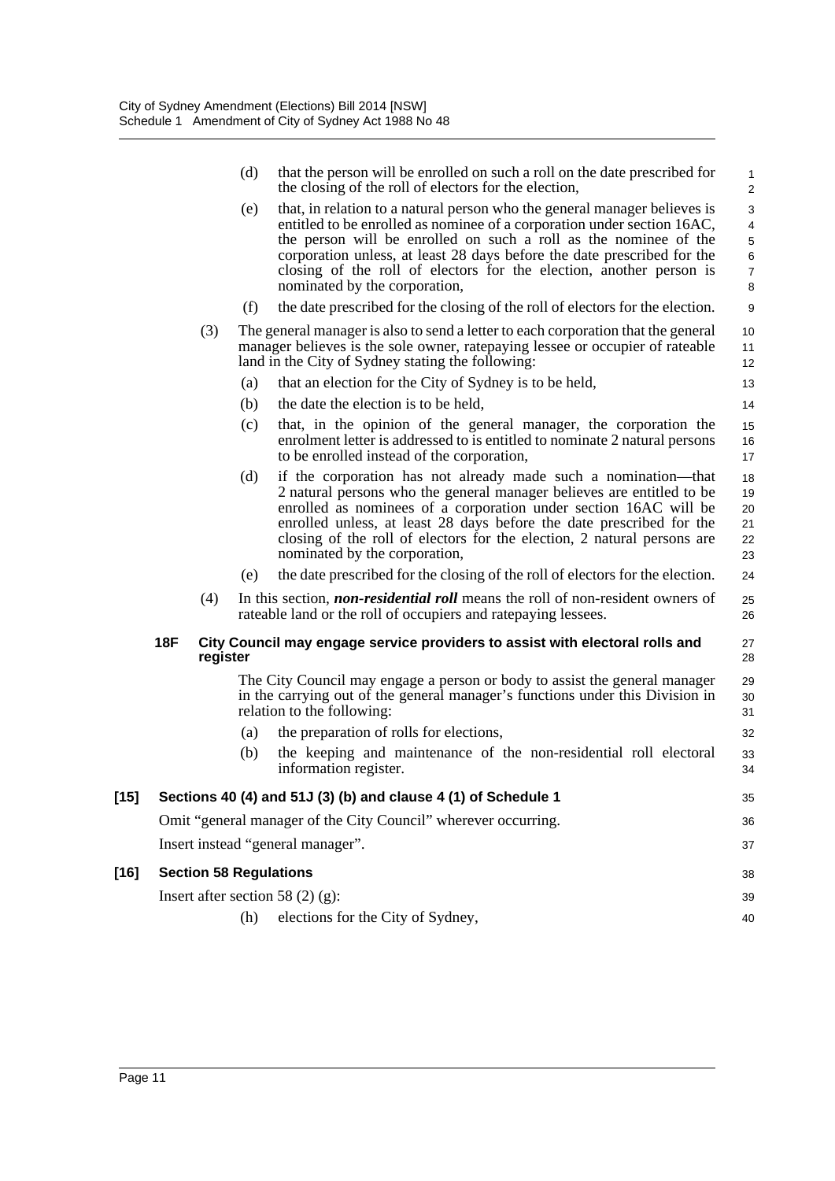(d) that the person will be enrolled on such a roll on the date prescribed for the closing of the roll of electors for the election,

(e) that, in relation to a natural person who the general manager believes is entitled to be enrolled as nominee of a corporation under section 16AC, the person will be enrolled on such a roll as the nominee of the corporation unless, at least 28 days before the date prescribed for the closing of the roll of electors for the election, another person is nominated by the corporation,

(f) the date prescribed for the closing of the roll of electors for the election.

(3) The general manager is also to send a letter to each corporation that the general manager believes is the sole owner, ratepaying lessee or occupier of rateable land in the City of Sydney stating the following:

(a) that an election for the City of Sydney is to be held,

(b) the date the election is to be held,

(c) that, in the opinion of the general manager, the corporation the enrolment letter is addressed to is entitled to nominate 2 natural persons to be enrolled instead of the corporation,

(d) if the corporation has not already made such a nomination—that 2 natural persons who the general manager believes are entitled to be enrolled as nominees of a corporation under section 16AC will be enrolled unless, at least 28 days before the date prescribed for the closing of the roll of electors for the election, 2 natural persons are nominated by the corporation,

(e) the date prescribed for the closing of the roll of electors for the election.

(4) In this section, ***non-residential roll*** means the roll of non-resident owners of rateable land or the roll of occupiers and ratepaying lessees.

**18F City Council may engage service providers to assist with electoral rolls and register**

The City Council may engage a person or body to assist the general manager in the carrying out of the general manager's functions under this Division in relation to the following:

(a) the preparation of rolls for elections,

(b) the keeping and maintenance of the non-residential roll electoral information register.

**[15] Sections 40 (4) and 51J (3) (b) and clause 4 (1) of Schedule 1**

Omit "general manager of the City Council" wherever occurring.

Insert instead "general manager".

**[16] Section 58 Regulations**

Insert after section 58 (2) (g):

(h) elections for the City of Sydney,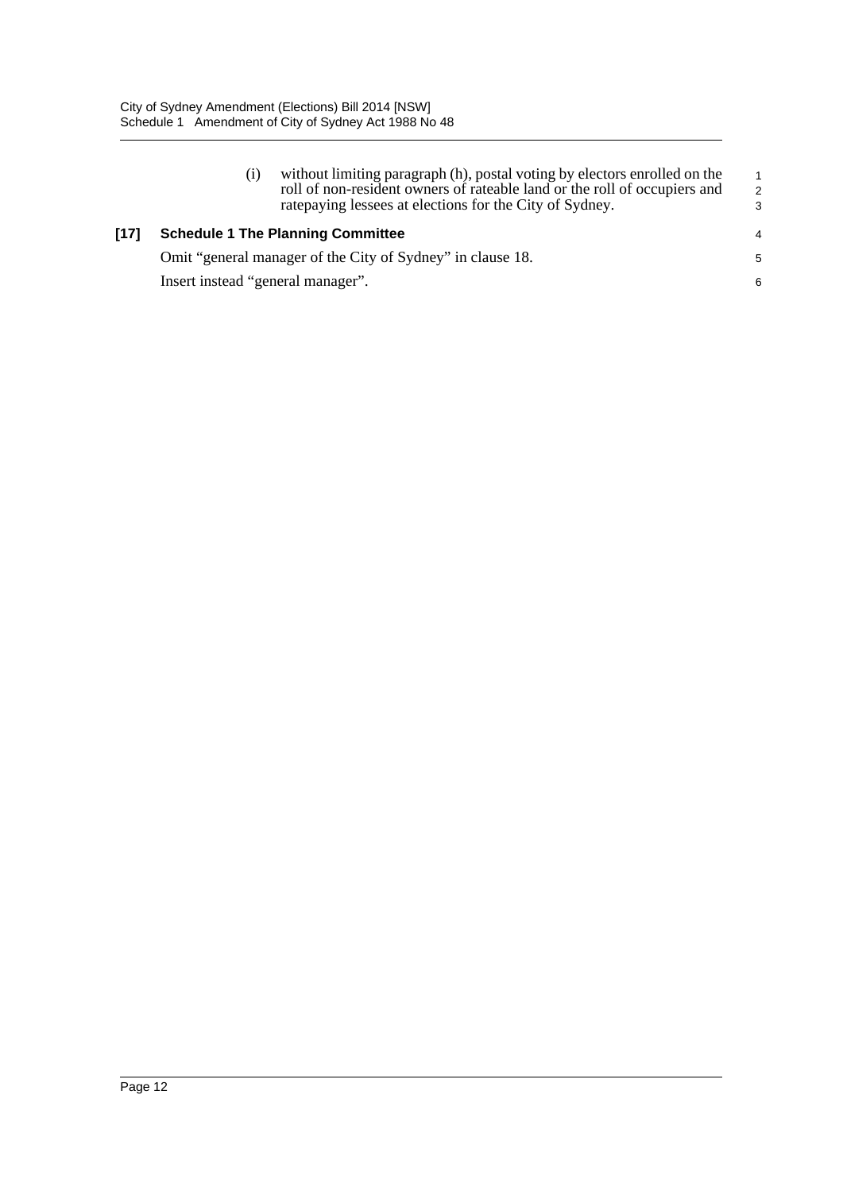(i) without limiting paragraph (h), postal voting by electors enrolled on the roll of non-resident owners of rateable land or the roll of occupiers and ratepaying lessees at elections for the City of Sydney.

**[17] Schedule 1 The Planning Committee**

Omit "general manager of the City of Sydney" in clause 18.

Insert instead "general manager".